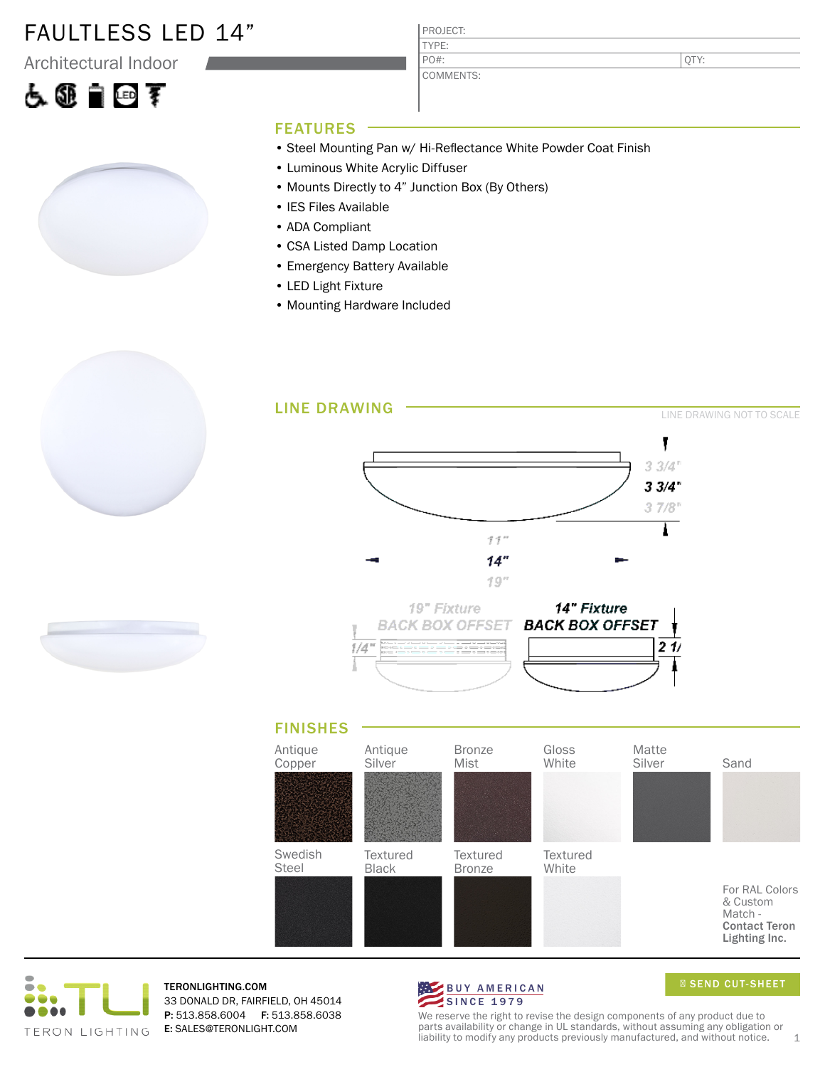# FAULTLESS LED 14”

Architectural Indoor

| | |
|---|---|
| PROJECT: | |
| TYPE: | |
| PO#: | QTY: |
| COMMENTS: | |

## FEATURES

- Steel Mounting Pan w/ Hi-Reflectance White Powder Coat Finish
- Luminous White Acrylic Diffuser
- Mounts Directly to 4” Junction Box (By Others)
- IES Files Available
- ADA Compliant
- CSA Listed Damp Location
- Emergency Battery Available
- LED Light Fixture
- Mounting Hardware Included

## LINE DRAWING

LINE DRAWING NOT TO SCALE

3 3/4"
3 3/4"
3 7/8"
11"
14"
19"

19" Fixture BACK BOX OFFSET
1/4"

14" Fixture BACK BOX OFFSET
2 1/

## FINISHES

Antique Copper
Antique Silver
Bronze Mist
Gloss White
Matte Silver
Sand
Swedish Steel
Textured Black
Textured Bronze
Textured White

For RAL Colors & Custom Match - **Contact Teron Lighting Inc.**

TERON LIGHTING

**TERONLIGHTING.COM**
33 DONALD DR, FAIRFIELD, OH 45014
**P:** 513.858.6004 **F:** 513.858.6038
**E:** SALES@TERONLIGHT.COM

BUY AMERICAN SINCE 1979

SEND CUT-SHEET

We reserve the right to revise the design components of any product due to parts availability or change in UL standards, without assuming any obligation or liability to modify any products previously manufactured, and without notice.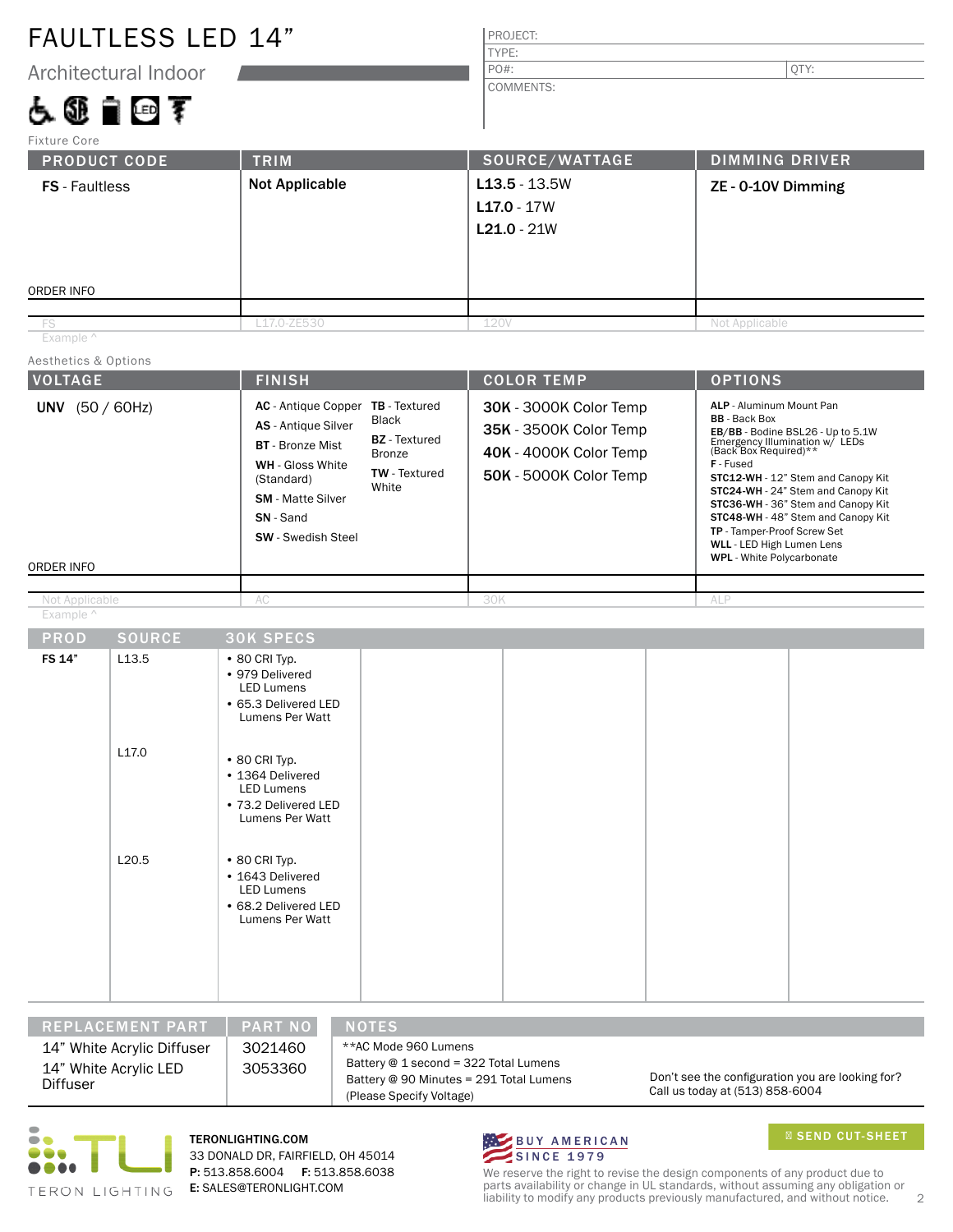# FAULTLESS LED 14"

Architectual Indoor

| PROJECT: | |
|---|---|
| TYPE: | |
| PO#: | QTY: |
| COMMENTS: | |

Fixture Core

| PRODUCT CODE | TRIM | SOURCE/WATTAGE | DIMMING DRIVER |
|---|---|---|---|
| **FS** - Faultless | **Not Applicable** | **L13.5** - 13.5W<br>**L17.0** - 17W<br>**L21.0** - 21W | **ZE - 0-10V Dimming** |
| ORDER INFO | | | |
| FS | L17.0-ZE530 | 120V | Not Applicable |

Example ^

Aesthetics & Options

| VOLTAGE | FINISH | COLOR TEMP | OPTIONS |
|---|---|---|---|
| **UNV** (50 / 60Hz) | **AC** - Antique Copper<br>**AS** - Antique Silver<br>**BT** - Bronze Mist<br>**WH** - Gloss White (Standard)<br>**SM** - Matte Silver<br>**SN** - Sand<br>**SW** - Swedish Steel<br>**TB** - Textured Black<br>**BZ** - Textured Bronze<br>**TW** - Textured White | **30K** - 3000K Color Temp<br>**35K** - 3500K Color Temp<br>**40K** - 4000K Color Temp<br>**50K** - 5000K Color Temp | **ALP** - Aluminum Mount Pan<br>**BB** - Back Box<br>**EB/BB** - Bodine BSL26 - Up to 5.1W Emergency Illumination w/ LEDs (Back Box Required)**<br>**F** - Fused<br>**STC12-WH** - 12" Stem and Canopy Kit<br>**STC24-WH** - 24" Stem and Canopy Kit<br>**STC36-WH** - 36" Stem and Canopy Kit<br>**STC48-WH** - 48" Stem and Canopy Kit<br>**TP** - Tamper-Proof Screw Set<br>**WLL** - LED High Lumen Lens<br>**WPL** - White Polycarbonate |
| ORDER INFO | | | |
| Not Applicable | AC | 30K | ALP |

Example ^

| PROD | SOURCE | 30K SPECS |
|---|---|---|
| **FS 14"** | L13.5 | • 80 CRI Typ.<br>• 979 Delivered LED Lumens<br>• 65.3 Delivered LED Lumens Per Watt |
| | L17.0 | • 80 CRI Typ.<br>• 1364 Delivered LED Lumens<br>• 73.2 Delivered LED Lumens Per Watt |
| | L20.5 | • 80 CRI Typ.<br>• 1643 Delivered LED Lumens<br>• 68.2 Delivered LED Lumens Per Watt |

| REPLACEMENT PART | PART NO |
|---|---|
| 14" White Acrylic Diffuser | 3021460 |
| 14" White Acrylic LED Diffuser | 3053360 |

**NOTES**

**AC Mode 960 Lumens
Battery @ 1 second = 322 Total Lumens
Battery @ 90 Minutes = 291 Total Lumens
(Please Specify Voltage)

Don't see the configuration you are looking for? Call us today at (513) 858-6004

TERON LIGHTING

**TERONLIGHTING.COM**
33 DONALD DR, FAIRFIELD, OH 45014
**P:** 513.858.6004 **F:** 513.858.6038
**E:** SALES@TERONLIGHT.COM

BUY AMERICAN SINCE 1979

SEND CUT-SHEET

We reserve the right to revise the design components of any product due to parts availability or change in UL standards, without assuming any obligation or liability to modify any products previously manufactured, and without notice.